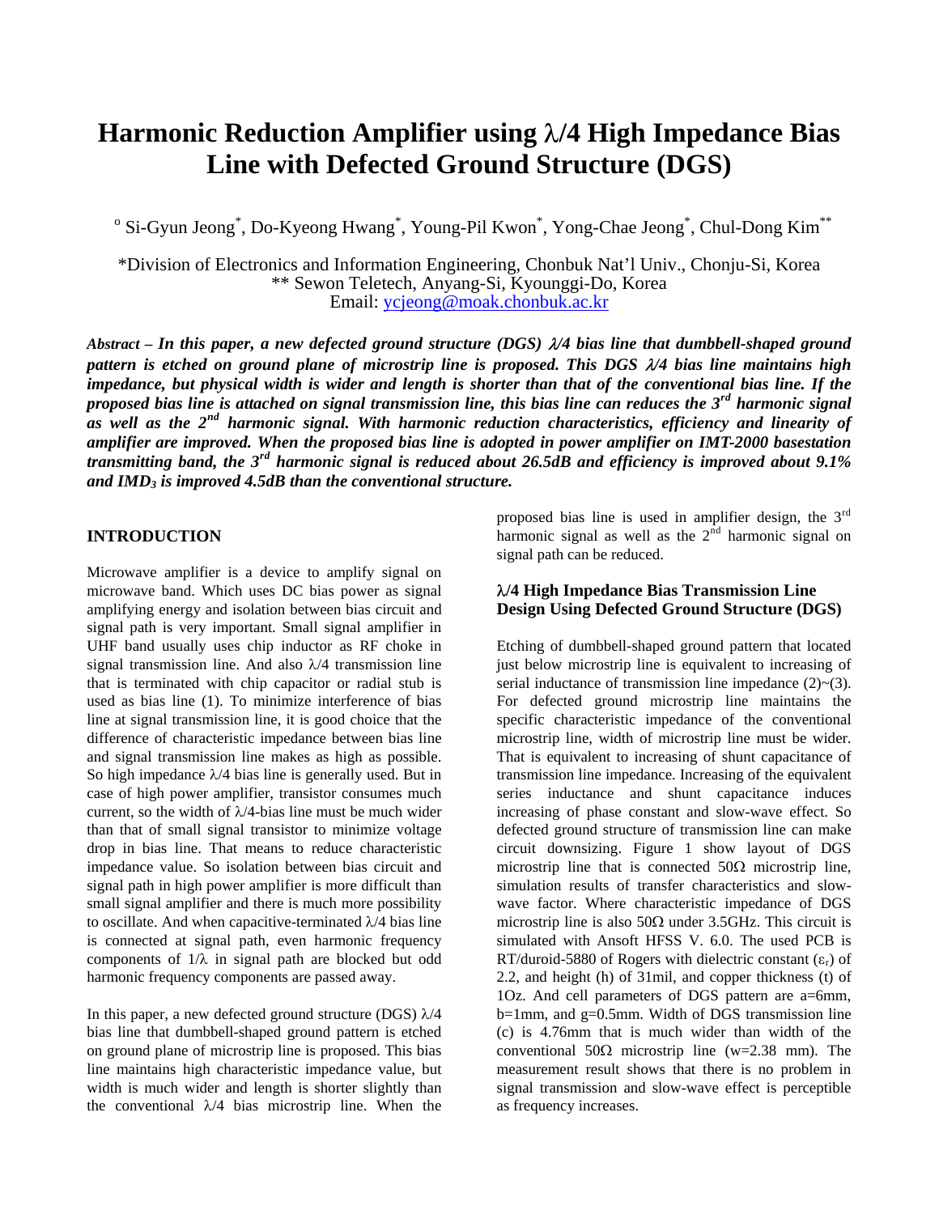# Harmonic Reduction Amplifier using $\lambda$/4 High Impedance Bias Line with Defected Ground Structure (DGS)

[o] Si-Gyun Jeong[*], Do-Kyeong Hwang[*], Young-Pil Kwon[*], Yong-Chae Jeong[*], Chul-Dong Kim[**]

*Division of Electronics and Information Engineering, Chonbuk Nat'l Univ., Chonju-Si, Korea
** Sewon Teletech, Anyang-Si, Kyounggi-Do, Korea
Email: ycjeong@moak.chonbuk.ac.kr

***Abstract – In this paper, a new defected ground structure (DGS) $\lambda$/4 bias line that dumbbell-shaped ground pattern is etched on ground plane of microstrip line is proposed. This DGS $\lambda$/4 bias line maintains high impedance, but physical width is wider and length is shorter than that of the conventional bias line. If the proposed bias line is attached on signal transmission line, this bias line can reduces the 3rd harmonic signal as well as the 2nd harmonic signal. With harmonic reduction characteristics, efficiency and linearity of amplifier are improved. When the proposed bias line is adopted in power amplifier on IMT-2000 basestation transmitting band, the 3rd harmonic signal is reduced about 26.5dB and efficiency is improved about 9.1% and $IMD_3$ is improved 4.5dB than the conventional structure.***

## INTRODUCTION

Microwave amplifier is a device to amplify signal on microwave band. Which uses DC bias power as signal amplifying energy and isolation between bias circuit and signal path is very important. Small signal amplifier in UHF band usually uses chip inductor as RF choke in signal transmission line. And also $\lambda$/4 transmission line that is terminated with chip capacitor or radial stub is used as bias line (1). To minimize interference of bias line at signal transmission line, it is good choice that the difference of characteristic impedance between bias line and signal transmission line makes as high as possible. So high impedance $\lambda$/4 bias line is generally used. But in case of high power amplifier, transistor consumes much current, so the width of $\lambda$/4-bias line must be much wider than that of small signal transistor to minimize voltage drop in bias line. That means to reduce characteristic impedance value. So isolation between bias circuit and signal path in high power amplifier is more difficult than small signal amplifier and there is much more possibility to oscillate. And when capacitive-terminated $\lambda$/4 bias line is connected at signal path, even harmonic frequency components of $1/\lambda$ in signal path are blocked but odd harmonic frequency components are passed away.

In this paper, a new defected ground structure (DGS) $\lambda$/4 bias line that dumbbell-shaped ground pattern is etched on ground plane of microstrip line is proposed. This bias line maintains high characteristic impedance value, but width is much wider and length is shorter slightly than the conventional $\lambda$/4 bias microstrip line. When the proposed bias line is used in amplifier design, the 3rd harmonic signal as well as the 2nd harmonic signal on signal path can be reduced.

### $\lambda$/4 High Impedance Bias Transmission Line Design Using Defected Ground Structure (DGS)

Etching of dumbbell-shaped ground pattern that located just below microstrip line is equivalent to increasing of serial inductance of transmission line impedance (2)~(3). For defected ground microstrip line maintains the specific characteristic impedance of the conventional microstrip line, width of microstrip line must be wider. That is equivalent to increasing of shunt capacitance of transmission line impedance. Increasing of the equivalent series inductance and shunt capacitance induces increasing of phase constant and slow-wave effect. So defected ground structure of transmission line can make circuit downsizing. Figure 1 show layout of DGS microstrip line that is connected 50Ω microstrip line, simulation results of transfer characteristics and slow-wave factor. Where characteristic impedance of DGS microstrip line is also 50Ω under 3.5GHz. This circuit is simulated with Ansoft HFSS V. 6.0. The used PCB is RT/duroid-5880 of Rogers with dielectric constant ($\varepsilon_r$) of 2.2, and height (h) of 31mil, and copper thickness (t) of 1Oz. And cell parameters of DGS pattern are a=6mm, b=1mm, and g=0.5mm. Width of DGS transmission line (c) is 4.76mm that is much wider than width of the conventional 50Ω microstrip line (w=2.38 mm). The measurement result shows that there is no problem in signal transmission and slow-wave effect is perceptible as frequency increases.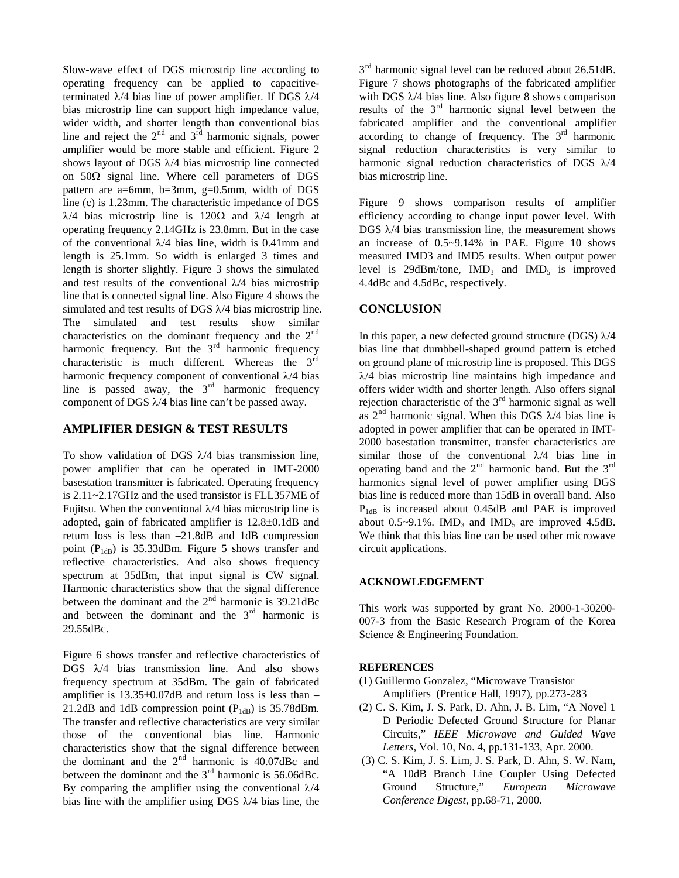Slow-wave effect of DGS microstrip line according to operating frequency can be applied to capacitive-terminated $\lambda/4$ bias line of power amplifier. If DGS $\lambda/4$ bias microstrip line can support high impedance value, wider width, and shorter length than conventional bias line and reject the 2nd and 3rd harmonic signals, power amplifier would be more stable and efficient. Figure 2 shows layout of DGS $\lambda/4$ bias microstrip line connected on 50Ω signal line. Where cell parameters of DGS pattern are a=6mm, b=3mm, g=0.5mm, width of DGS line (c) is 1.23mm. The characteristic impedance of DGS $\lambda/4$ bias microstrip line is 120Ω and $\lambda/4$ length at operating frequency 2.14GHz is 23.8mm. But in the case of the conventional $\lambda/4$ bias line, width is 0.41mm and length is 25.1mm. So width is enlarged 3 times and length is shorter slightly. Figure 3 shows the simulated and test results of the conventional $\lambda/4$ bias microstrip line that is connected signal line. Also Figure 4 shows the simulated and test results of DGS $\lambda/4$ bias microstrip line. The simulated and test results show similar characteristics on the dominant frequency and the 2nd harmonic frequency. But the 3rd harmonic frequency characteristic is much different. Whereas the 3rd harmonic frequency component of conventional $\lambda/4$ bias line is passed away, the 3rd harmonic frequency component of DGS $\lambda/4$ bias line can't be passed away.

## AMPLIFIER DESIGN & TEST RESULTS

To show validation of DGS $\lambda/4$ bias transmission line, power amplifier that can be operated in IMT-2000 basestation transmitter is fabricated. Operating frequency is 2.11~2.17GHz and the used transistor is FLL357ME of Fujitsu. When the conventional $\lambda/4$ bias microstrip line is adopted, gain of fabricated amplifier is 12.8±0.1dB and return loss is less than –21.8dB and 1dB compression point ($P_{1dB}$) is 35.33dBm. Figure 5 shows transfer and reflective characteristics. And also shows frequency spectrum at 35dBm, that input signal is CW signal. Harmonic characteristics show that the signal difference between the dominant and the 2nd harmonic is 39.21dBc and between the dominant and the 3rd harmonic is 29.55dBc.

Figure 6 shows transfer and reflective characteristics of DGS $\lambda/4$ bias transmission line. And also shows frequency spectrum at 35dBm. The gain of fabricated amplifier is 13.35±0.07dB and return loss is less than –21.2dB and 1dB compression point ($P_{1dB}$) is 35.78dBm. The transfer and reflective characteristics are very similar those of the conventional bias line. Harmonic characteristics show that the signal difference between the dominant and the 2nd harmonic is 40.07dBc and between the dominant and the 3rd harmonic is 56.06dBc. By comparing the amplifier using the conventional $\lambda/4$ bias line with the amplifier using DGS $\lambda/4$ bias line, the 3rd harmonic signal level can be reduced about 26.51dB. Figure 7 shows photographs of the fabricated amplifier with DGS $\lambda/4$ bias line. Also figure 8 shows comparison results of the 3rd harmonic signal level between the fabricated amplifier and the conventional amplifier according to change of frequency. The 3rd harmonic signal reduction characteristics is very similar to harmonic signal reduction characteristics of DGS $\lambda/4$ bias microstrip line.

Figure 9 shows comparison results of amplifier efficiency according to change input power level. With DGS $\lambda/4$ bias transmission line, the measurement shows an increase of 0.5~9.14% in PAE. Figure 10 shows measured IMD3 and IMD5 results. When output power level is 29dBm/tone, $IMD_3$ and $IMD_5$ is improved 4.4dBc and 4.5dBc, respectively.

## CONCLUSION

In this paper, a new defected ground structure (DGS) $\lambda/4$ bias line that dumbbell-shaped ground pattern is etched on ground plane of microstrip line is proposed. This DGS $\lambda/4$ bias microstrip line maintains high impedance and offers wider width and shorter length. Also offers signal rejection characteristic of the 3rd harmonic signal as well as 2nd harmonic signal. When this DGS $\lambda/4$ bias line is adopted in power amplifier that can be operated in IMT-2000 basestation transmitter, transfer characteristics are similar those of the conventional $\lambda/4$ bias line in operating band and the 2nd harmonic band. But the 3rd harmonics signal level of power amplifier using DGS bias line is reduced more than 15dB in overall band. Also $P_{1dB}$ is increased about 0.45dB and PAE is improved about 0.5~9.1%. $IMD_3$ and $IMD_5$ are improved 4.5dB. We think that this bias line can be used other microwave circuit applications.

### ACKNOWLEDGEMENT

This work was supported by grant No. 2000-1-30200-007-3 from the Basic Research Program of the Korea Science & Engineering Foundation.

### REFERENCES

(1) Guillermo Gonzalez, "Microwave Transistor Amplifiers (Prentice Hall, 1997), pp.273-283

(2) C. S. Kim, J. S. Park, D. Ahn, J. B. Lim, "A Novel 1 D Periodic Defected Ground Structure for Planar Circuits," *IEEE Microwave and Guided Wave Letters*, Vol. 10, No. 4, pp.131-133, Apr. 2000.

(3) C. S. Kim, J. S. Lim, J. S. Park, D. Ahn, S. W. Nam, "A 10dB Branch Line Coupler Using Defected Ground Structure," *European Microwave Conference Digest*, pp.68-71, 2000.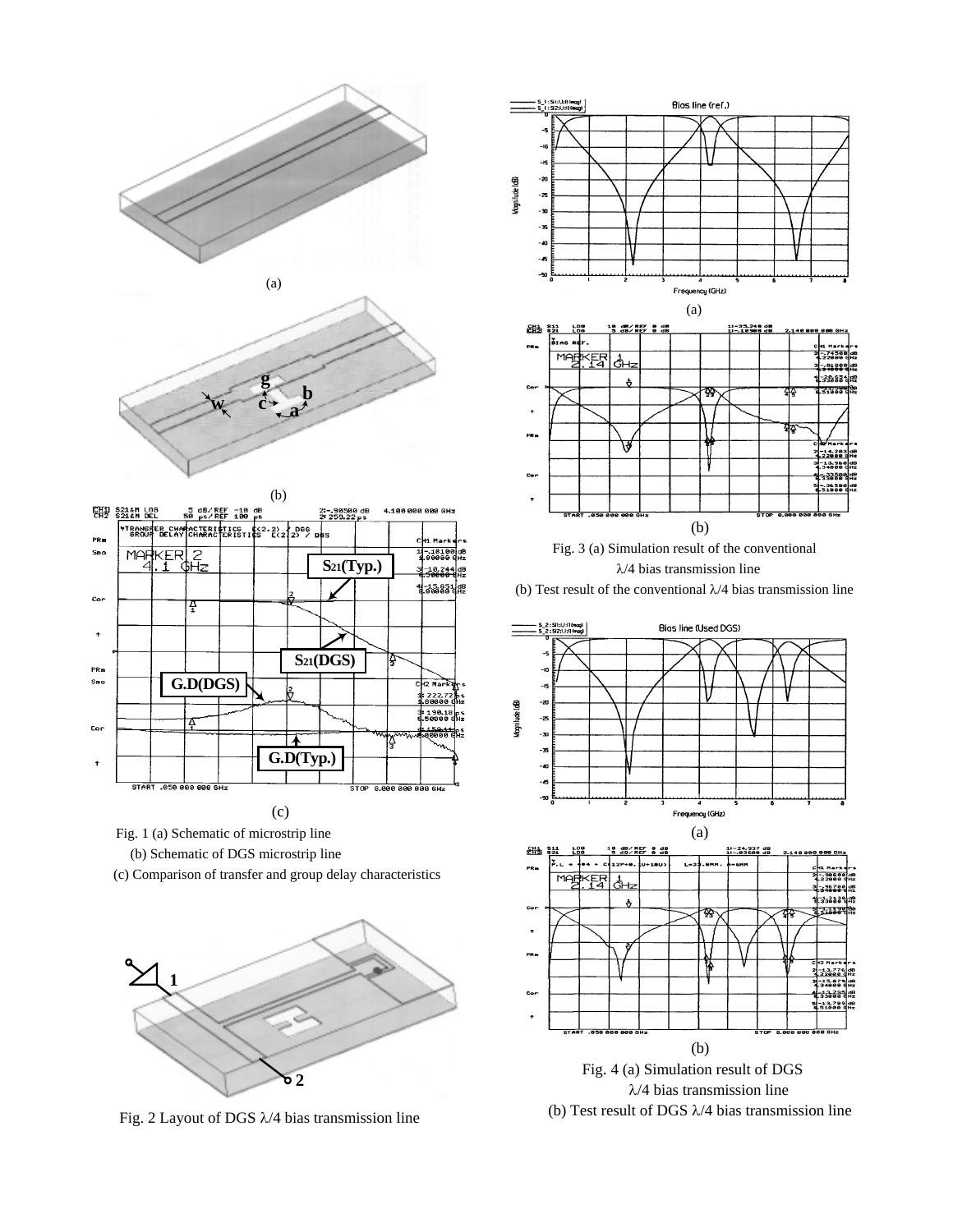(a)

(b)

(c)

Fig. 1 (a) Schematic of microstrip line
(b) Schematic of DGS microstrip line
(c) Comparison of transfer and group delay characteristics

Fig. 2 Layout of DGS $\lambda/4$ bias transmission line

(a)

(b)

Fig. 3 (a) Simulation result of the conventional $\lambda/4$ bias transmission line
(b) Test result of the conventional $\lambda/4$ bias transmission line

(a)

(b)

Fig. 4 (a) Simulation result of DGS $\lambda/4$ bias transmission line
(b) Test result of DGS $\lambda/4$ bias transmission line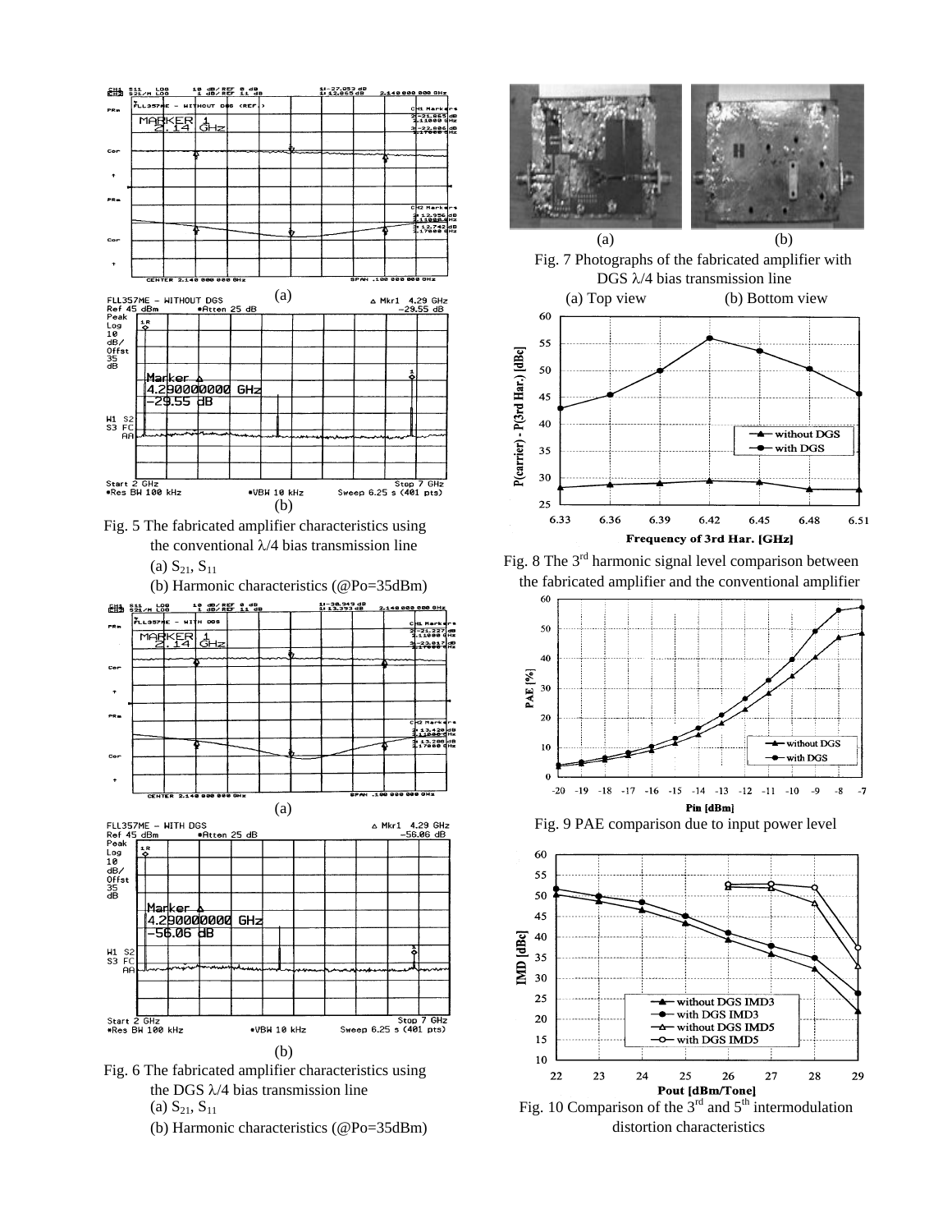FLL357ME – WITHOUT DGS (REF.)

MARKER 1
2.14 GHz

CENTER 2.140 000 000 GHz SPAN .100 000 000 GHz

(a)

FLL357ME – WITHOUT DGS

Ref 45 dBm #Atten 25 dB

Δ Mkr1 4.29 GHz
−29.55 dB

Marker Δ
4.290000000 GHz
−29.55 dB

Start 2 GHz Stop 7 GHz
#Res BW 100 kHz #VBW 10 kHz Sweep 6.25 s (401 pts)

(b)

Fig. 5 The fabricated amplifier characteristics using the conventional $\lambda/4$ bias transmission line
(a) $S_{21}$, $S_{11}$
(b) Harmonic characteristics (@Po=35dBm)

FLL357ME – WITH DGS

MARKER 1
2.14 GHz

CENTER 2.140 000 000 GHz SPAN .100 000 000 GHz

(a)

FLL357ME – WITH DGS

Ref 45 dBm #Atten 25 dB

Δ Mkr1 4.29 GHz
−56.06 dB

Marker Δ
4.290000000 GHz
−56.06 dB

Start 2 GHz Stop 7 GHz
#Res BW 100 kHz #VBW 10 kHz Sweep 6.25 s (401 pts)

(b)

Fig. 6 The fabricated amplifier characteristics using the DGS $\lambda/4$ bias transmission line
(a) $S_{21}$, $S_{11}$
(b) Harmonic characteristics (@Po=35dBm)

(a) (b)

Fig. 7 Photographs of the fabricated amplifier with DGS $\lambda/4$ bias transmission line
(a) Top view (b) Bottom view

P(carrier) - P(3rd Har.) [dBc]

Frequency of 3rd Har. [GHz]

without DGS
with DGS

Fig. 8 The 3rd harmonic signal level comparison between the fabricated amplifier and the conventional amplifier

PAE [%]

Pin [dBm]

without DGS
with DGS

Fig. 9 PAE comparison due to input power level

IMD [dBc]

Pout [dBm/Tone]

without DGS IMD3
with DGS IMD3
without DGS IMD5
with DGS IMD5

Fig. 10 Comparison of the 3rd and 5th intermodulation distortion characteristics